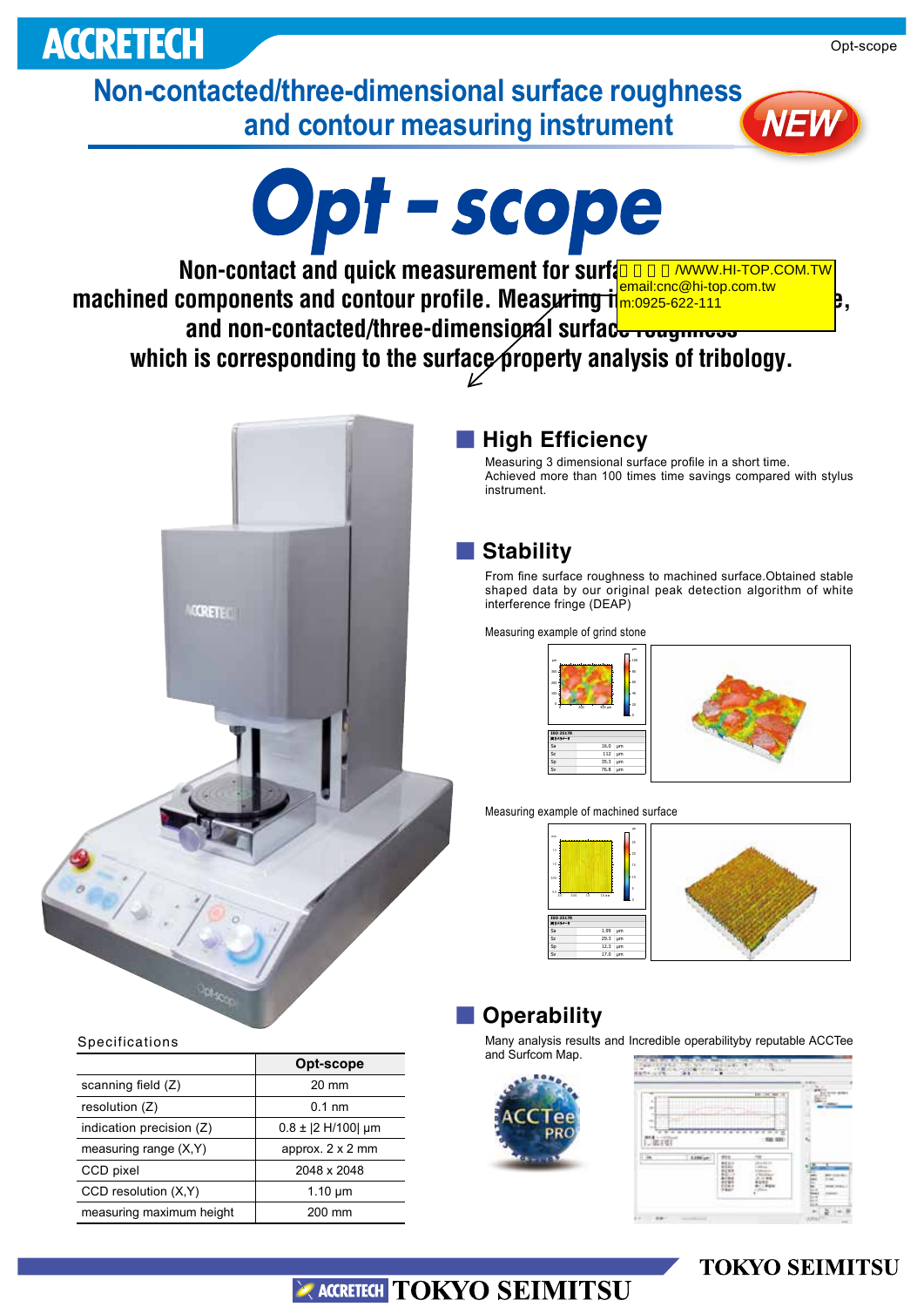# Non-contacted/three-dimensional surface roughness and contour measuring instrument

NEW

# Opt-scope

Non-contact and quick measurement for surf... machined components and contour profile. Measuring i... e, and non-contacted/three-dimensional surface roughness which is corresponding to the surface property analysis of tribology.

/WWW.HI-TOP.COM.TW
email:cnc@hi-top.com.tw
m:0925-622-111

## High Efficiency

Measuring 3 dimensional surface profile in a short time. Achieved more than 100 times time savings compared with stylus instrument.

## Stability

From fine surface roughness to machined surface.Obtained stable shaped data by our original peak detection algorithm of white interference fringe (DEAP)

Measuring example of grind stone

| ISO 25178 | | |
|---|---|---|
| Sa | 16.0 | μm |
| Sz | 112 | μm |
| Sp | 35.3 | μm |
| Sv | 76.8 | μm |

Measuring example of machined surface

| ISO 25178 | | |
|---|---|---|
| Sa | 1.99 | μm |
| Sz | 29.3 | μm |
| Sp | 12.3 | μm |
| Sv | 17.0 | μm |

## Operability

Many analysis results and Incredible operabilityby reputable ACCTee and Surfcom Map.

## Specifications

| | Opt-scope |
|---|---|
| scanning field (Z) | 20 mm |
| resolution (Z) | 0.1 nm |
| indication precision (Z) | 0.8 ± \|2 H/100\| μm |
| measuring range (X,Y) | approx. 2 x 2 mm |
| CCD pixel | 2048 x 2048 |
| CCD resolution (X,Y) | 1.10 μm |
| measuring maximum height | 200 mm |

TOKYO SEIMITSU

ACCRETECH TOKYO SEIMITSU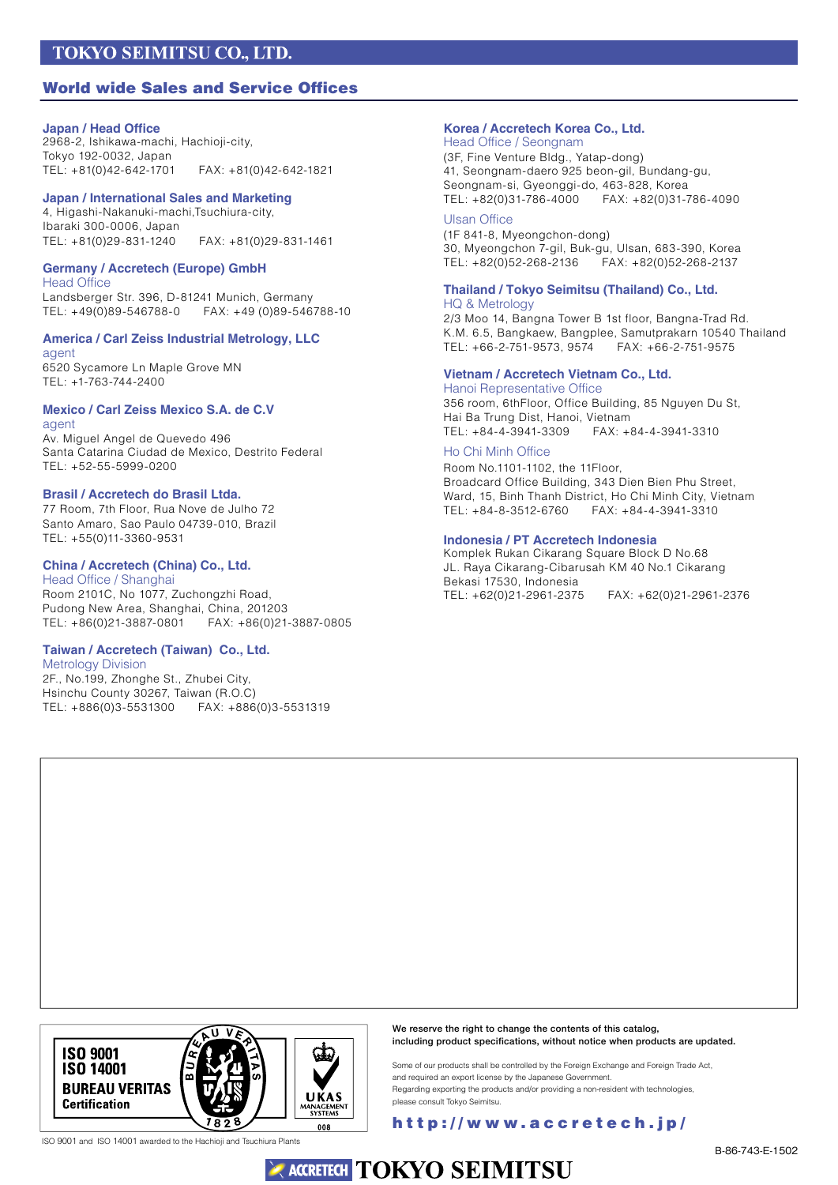# TOKYO SEIMITSU CO., LTD.

## World wide Sales and Service Offices

**Japan / Head Office**
2968-2, Ishikawa-machi, Hachioji-city,
Tokyo 192-0032, Japan
TEL: +81(0)42-642-1701 FAX: +81(0)42-642-1821

**Japan / International Sales and Marketing**
4, Higashi-Nakanuki-machi,Tsuchiura-city,
Ibaraki 300-0006, Japan
TEL: +81(0)29-831-1240 FAX: +81(0)29-831-1461

**Germany / Accretech (Europe) GmbH**
Head Office
Landsberger Str. 396, D-81241 Munich, Germany
TEL: +49(0)89-546788-0 FAX: +49 (0)89-546788-10

**America / Carl Zeiss Industrial Metrology, LLC**
agent
6520 Sycamore Ln Maple Grove MN
TEL: +1-763-744-2400

**Mexico / Carl Zeiss Mexico S.A. de C.V**
agent
Av. Miguel Angel de Quevedo 496
Santa Catarina Ciudad de Mexico, Destrito Federal
TEL: +52-55-5999-0200

**Brasil / Accretech do Brasil Ltda.**
77 Room, 7th Floor, Rua Nove de Julho 72
Santo Amaro, Sao Paulo 04739-010, Brazil
TEL: +55(0)11-3360-9531

**China / Accretech (China) Co., Ltd.**
Head Office / Shanghai
Room 2101C, No 1077, Zuchongzhi Road,
Pudong New Area, Shanghai, China, 201203
TEL: +86(0)21-3887-0801 FAX: +86(0)21-3887-0805

**Taiwan / Accretech (Taiwan) Co., Ltd.**
Metrology Division
2F., No.199, Zhonghe St., Zhubei City,
Hsinchu County 30267, Taiwan (R.O.C)
TEL: +886(0)3-5531300 FAX: +886(0)3-5531319

**Korea / Accretech Korea Co., Ltd.**
Head Office / Seongnam
(3F, Fine Venture Bldg., Yatap-dong)
41, Seongnam-daero 925 beon-gil, Bundang-gu,
Seongnam-si, Gyeonggi-do, 463-828, Korea
TEL: +82(0)31-786-4000 FAX: +82(0)31-786-4090

Ulsan Office
(1F 841-8, Myeongchon-dong)
30, Myeongchon 7-gil, Buk-gu, Ulsan, 683-390, Korea
TEL: +82(0)52-268-2136 FAX: +82(0)52-268-2137

**Thailand / Tokyo Seimitsu (Thailand) Co., Ltd.**
HQ & Metrology
2/3 Moo 14, Bangna Tower B 1st floor, Bangna-Trad Rd.
K.M. 6.5, Bangkaew, Bangplee, Samutprakarn 10540 Thailand
TEL: +66-2-751-9573, 9574 FAX: +66-2-751-9575

**Vietnam / Accretech Vietnam Co., Ltd.**
Hanoi Representative Office
356 room, 6thFloor, Office Building, 85 Nguyen Du St,
Hai Ba Trung Dist, Hanoi, Vietnam
TEL: +84-4-3941-3309 FAX: +84-4-3941-3310

Ho Chi Minh Office
Room No.1101-1102, the 11Floor,
Broadcard Office Building, 343 Dien Bien Phu Street,
Ward, 15, Binh Thanh District, Ho Chi Minh City, Vietnam
TEL: +84-8-3512-6760 FAX: +84-4-3941-3310

**Indonesia / PT Accretech Indonesia**
Komplek Rukan Cikarang Square Block D No.68
JL. Raya Cikarang-Cibarusah KM 40 No.1 Cikarang
Bekasi 17530, Indonesia
TEL: +62(0)21-2961-2375 FAX: +62(0)21-2961-2376

ISO 9001
ISO 14001
BUREAU VERITAS
Certification

ISO 9001 and ISO 14001 awarded to the Hachioji and Tsuchiura Plants

**We reserve the right to change the contents of this catalog, including product specifications, without notice when products are updated.**

Some of our products shall be controlled by the Foreign Exchange and Foreign Trade Act, and required an export license by the Japanese Government.
Regarding exporting the products and/or providing a non-resident with technologies, please consult Tokyo Seimitsu.

**http://www.accretech.jp/**

B-86-743-E-1502

ACCRETECH TOKYO SEIMITSU